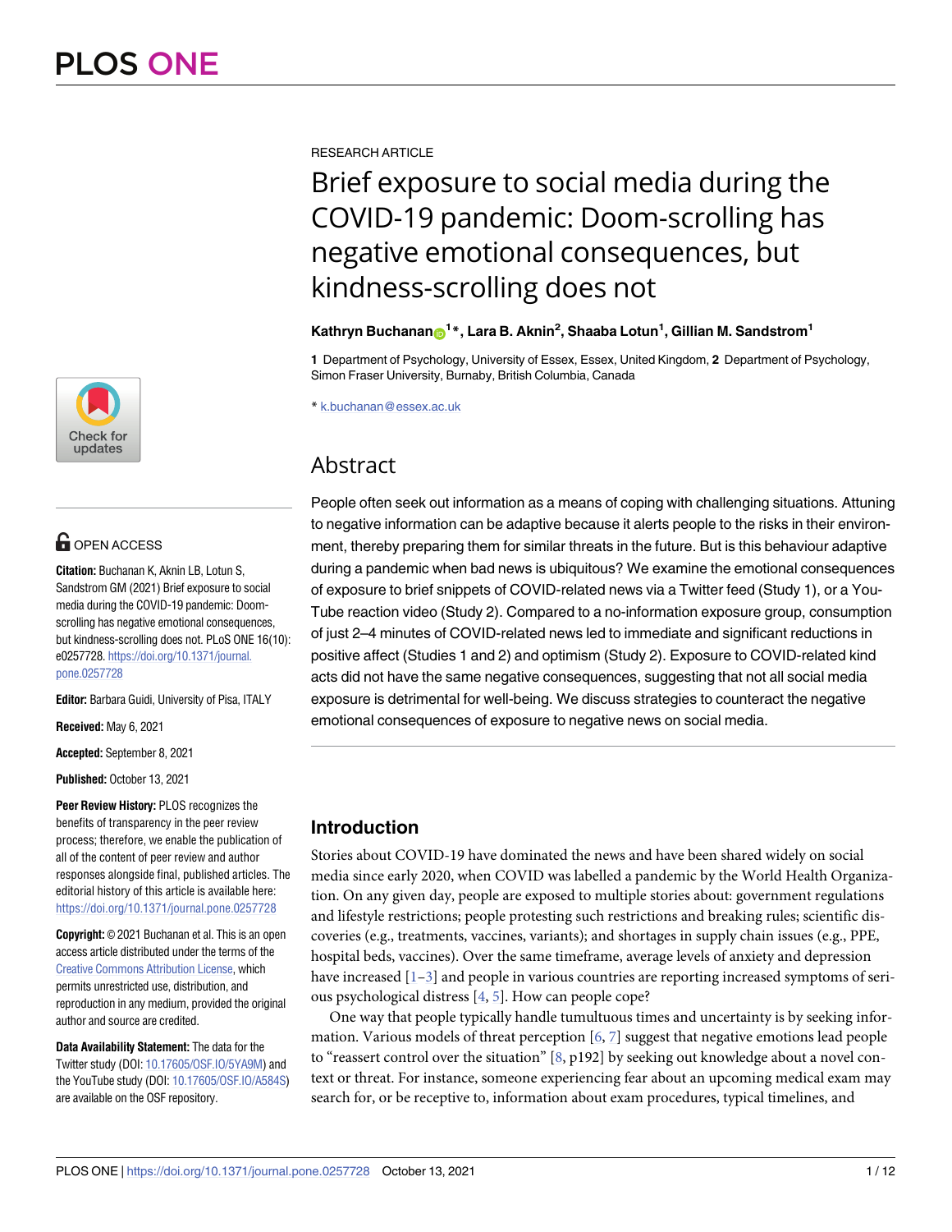RESEARCH ARTICLE

# Brief exposure to social media during the COVID-19 pandemic: Doom-scrolling has negative emotional consequences, but kindness-scrolling does not

**Kathryn Buchanan[1]*, Lara B. Aknin[2], Shaaba Lotun[1], Gillian M. Sandstrom[1]**

**1** Department of Psychology, University of Essex, Essex, United Kingdom, **2** Department of Psychology, Simon Fraser University, Burnaby, British Columbia, Canada

* k.buchanan@essex.ac.uk

OPEN ACCESS

**Citation:** Buchanan K, Aknin LB, Lotun S, Sandstrom GM (2021) Brief exposure to social media during the COVID-19 pandemic: Doom-scrolling has negative emotional consequences, but kindness-scrolling does not. PLoS ONE 16(10): e0257728. https://doi.org/10.1371/journal.pone.0257728

**Editor:** Barbara Guidi, University of Pisa, ITALY

**Received:** May 6, 2021

**Accepted:** September 8, 2021

**Published:** October 13, 2021

**Peer Review History:** PLOS recognizes the benefits of transparency in the peer review process; therefore, we enable the publication of all of the content of peer review and author responses alongside final, published articles. The editorial history of this article is available here: https://doi.org/10.1371/journal.pone.0257728

**Copyright:** © 2021 Buchanan et al. This is an open access article distributed under the terms of the Creative Commons Attribution License, which permits unrestricted use, distribution, and reproduction in any medium, provided the original author and source are credited.

**Data Availability Statement:** The data for the Twitter study (DOI: 10.17605/OSF.IO/5YA9M) and the YouTube study (DOI: 10.17605/OSF.IO/A584S) are available on the OSF repository.

## Abstract

People often seek out information as a means of coping with challenging situations. Attuning to negative information can be adaptive because it alerts people to the risks in their environment, thereby preparing them for similar threats in the future. But is this behaviour adaptive during a pandemic when bad news is ubiquitous? We examine the emotional consequences of exposure to brief snippets of COVID-related news via a Twitter feed (Study 1), or a YouTube reaction video (Study 2). Compared to a no-information exposure group, consumption of just 2–4 minutes of COVID-related news led to immediate and significant reductions in positive affect (Studies 1 and 2) and optimism (Study 2). Exposure to COVID-related kind acts did not have the same negative consequences, suggesting that not all social media exposure is detrimental for well-being. We discuss strategies to counteract the negative emotional consequences of exposure to negative news on social media.

## Introduction

Stories about COVID-19 have dominated the news and have been shared widely on social media since early 2020, when COVID was labelled a pandemic by the World Health Organization. On any given day, people are exposed to multiple stories about: government regulations and lifestyle restrictions; people protesting such restrictions and breaking rules; scientific discoveries (e.g., treatments, vaccines, variants); and shortages in supply chain issues (e.g., PPE, hospital beds, vaccines). Over the same timeframe, average levels of anxiety and depression have increased [1–3] and people in various countries are reporting increased symptoms of serious psychological distress [4, 5]. How can people cope?

One way that people typically handle tumultuous times and uncertainty is by seeking information. Various models of threat perception [6, 7] suggest that negative emotions lead people to "reassert control over the situation" [8, p192] by seeking out knowledge about a novel context or threat. For instance, someone experiencing fear about an upcoming medical exam may search for, or be receptive to, information about exam procedures, typical timelines, and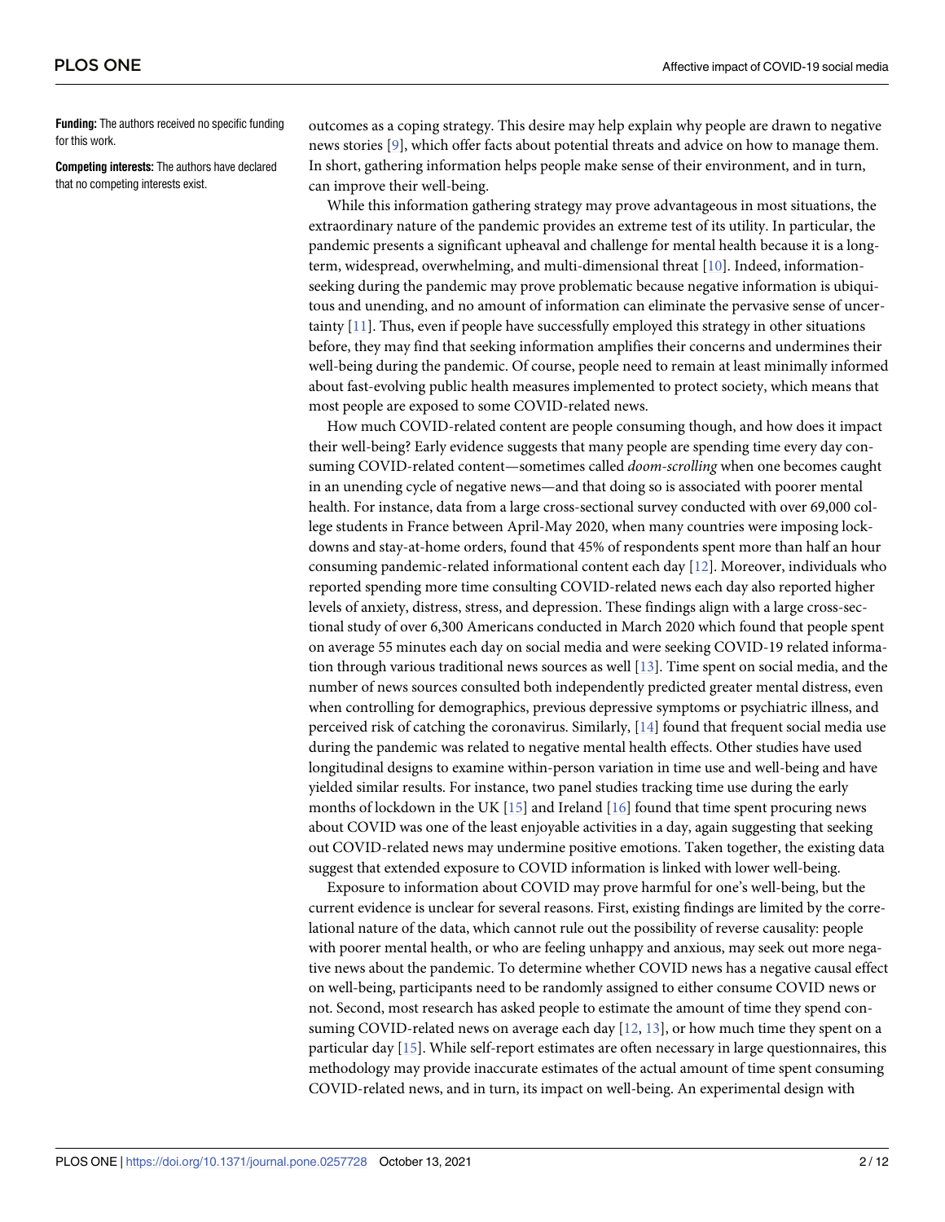**Funding:** The authors received no specific funding for this work.

**Competing interests:** The authors have declared that no competing interests exist.

outcomes as a coping strategy. This desire may help explain why people are drawn to negative news stories [9], which offer facts about potential threats and advice on how to manage them. In short, gathering information helps people make sense of their environment, and in turn, can improve their well-being.

While this information gathering strategy may prove advantageous in most situations, the extraordinary nature of the pandemic provides an extreme test of its utility. In particular, the pandemic presents a significant upheaval and challenge for mental health because it is a long-term, widespread, overwhelming, and multi-dimensional threat [10]. Indeed, information-seeking during the pandemic may prove problematic because negative information is ubiquitous and unending, and no amount of information can eliminate the pervasive sense of uncertainty [11]. Thus, even if people have successfully employed this strategy in other situations before, they may find that seeking information amplifies their concerns and undermines their well-being during the pandemic. Of course, people need to remain at least minimally informed about fast-evolving public health measures implemented to protect society, which means that most people are exposed to some COVID-related news.

How much COVID-related content are people consuming though, and how does it impact their well-being? Early evidence suggests that many people are spending time every day consuming COVID-related content—sometimes called *doom-scrolling* when one becomes caught in an unending cycle of negative news—and that doing so is associated with poorer mental health. For instance, data from a large cross-sectional survey conducted with over 69,000 college students in France between April-May 2020, when many countries were imposing lockdowns and stay-at-home orders, found that 45% of respondents spent more than half an hour consuming pandemic-related informational content each day [12]. Moreover, individuals who reported spending more time consulting COVID-related news each day also reported higher levels of anxiety, distress, stress, and depression. These findings align with a large cross-sectional study of over 6,300 Americans conducted in March 2020 which found that people spent on average 55 minutes each day on social media and were seeking COVID-19 related information through various traditional news sources as well [13]. Time spent on social media, and the number of news sources consulted both independently predicted greater mental distress, even when controlling for demographics, previous depressive symptoms or psychiatric illness, and perceived risk of catching the coronavirus. Similarly, [14] found that frequent social media use during the pandemic was related to negative mental health effects. Other studies have used longitudinal designs to examine within-person variation in time use and well-being and have yielded similar results. For instance, two panel studies tracking time use during the early months of lockdown in the UK [15] and Ireland [16] found that time spent procuring news about COVID was one of the least enjoyable activities in a day, again suggesting that seeking out COVID-related news may undermine positive emotions. Taken together, the existing data suggest that extended exposure to COVID information is linked with lower well-being.

Exposure to information about COVID may prove harmful for one's well-being, but the current evidence is unclear for several reasons. First, existing findings are limited by the correlational nature of the data, which cannot rule out the possibility of reverse causality: people with poorer mental health, or who are feeling unhappy and anxious, may seek out more negative news about the pandemic. To determine whether COVID news has a negative causal effect on well-being, participants need to be randomly assigned to either consume COVID news or not. Second, most research has asked people to estimate the amount of time they spend consuming COVID-related news on average each day [12, 13], or how much time they spent on a particular day [15]. While self-report estimates are often necessary in large questionnaires, this methodology may provide inaccurate estimates of the actual amount of time spent consuming COVID-related news, and in turn, its impact on well-being. An experimental design with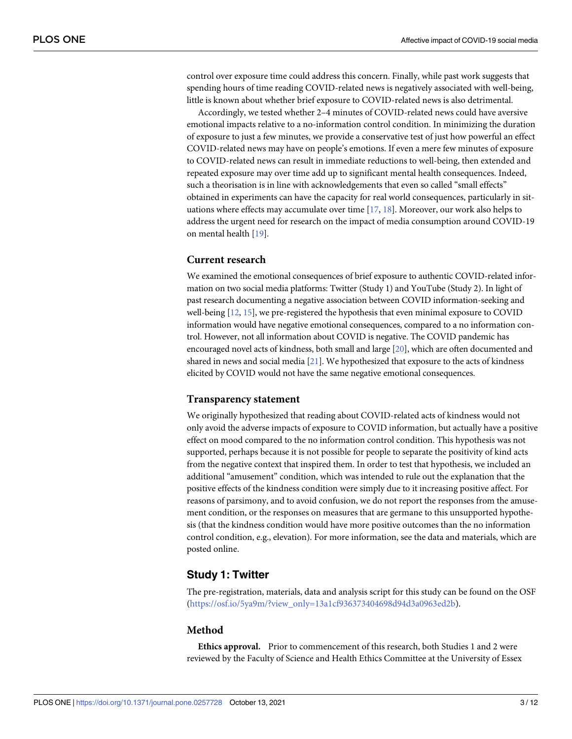control over exposure time could address this concern. Finally, while past work suggests that spending hours of time reading COVID-related news is negatively associated with well-being, little is known about whether brief exposure to COVID-related news is also detrimental.

Accordingly, we tested whether 2–4 minutes of COVID-related news could have aversive emotional impacts relative to a no-information control condition. In minimizing the duration of exposure to just a few minutes, we provide a conservative test of just how powerful an effect COVID-related news may have on people's emotions. If even a mere few minutes of exposure to COVID-related news can result in immediate reductions to well-being, then extended and repeated exposure may over time add up to significant mental health consequences. Indeed, such a theorisation is in line with acknowledgements that even so called "small effects" obtained in experiments can have the capacity for real world consequences, particularly in situations where effects may accumulate over time [17, 18]. Moreover, our work also helps to address the urgent need for research on the impact of media consumption around COVID-19 on mental health [19].

## Current research

We examined the emotional consequences of brief exposure to authentic COVID-related information on two social media platforms: Twitter (Study 1) and YouTube (Study 2). In light of past research documenting a negative association between COVID information-seeking and well-being [12, 15], we pre-registered the hypothesis that even minimal exposure to COVID information would have negative emotional consequences, compared to a no information control. However, not all information about COVID is negative. The COVID pandemic has encouraged novel acts of kindness, both small and large [20], which are often documented and shared in news and social media [21]. We hypothesized that exposure to the acts of kindness elicited by COVID would not have the same negative emotional consequences.

## Transparency statement

We originally hypothesized that reading about COVID-related acts of kindness would not only avoid the adverse impacts of exposure to COVID information, but actually have a positive effect on mood compared to the no information control condition. This hypothesis was not supported, perhaps because it is not possible for people to separate the positivity of kind acts from the negative context that inspired them. In order to test that hypothesis, we included an additional "amusement" condition, which was intended to rule out the explanation that the positive effects of the kindness condition were simply due to it increasing positive affect. For reasons of parsimony, and to avoid confusion, we do not report the responses from the amusement condition, or the responses on measures that are germane to this unsupported hypothesis (that the kindness condition would have more positive outcomes than the no information control condition, e.g., elevation). For more information, see the data and materials, which are posted online.

# Study 1: Twitter

The pre-registration, materials, data and analysis script for this study can be found on the OSF (https://osf.io/5ya9m/?view_only=13a1cf936373404698d94d3a0963ed2b).

## Method

**Ethics approval.** Prior to commencement of this research, both Studies 1 and 2 were reviewed by the Faculty of Science and Health Ethics Committee at the University of Essex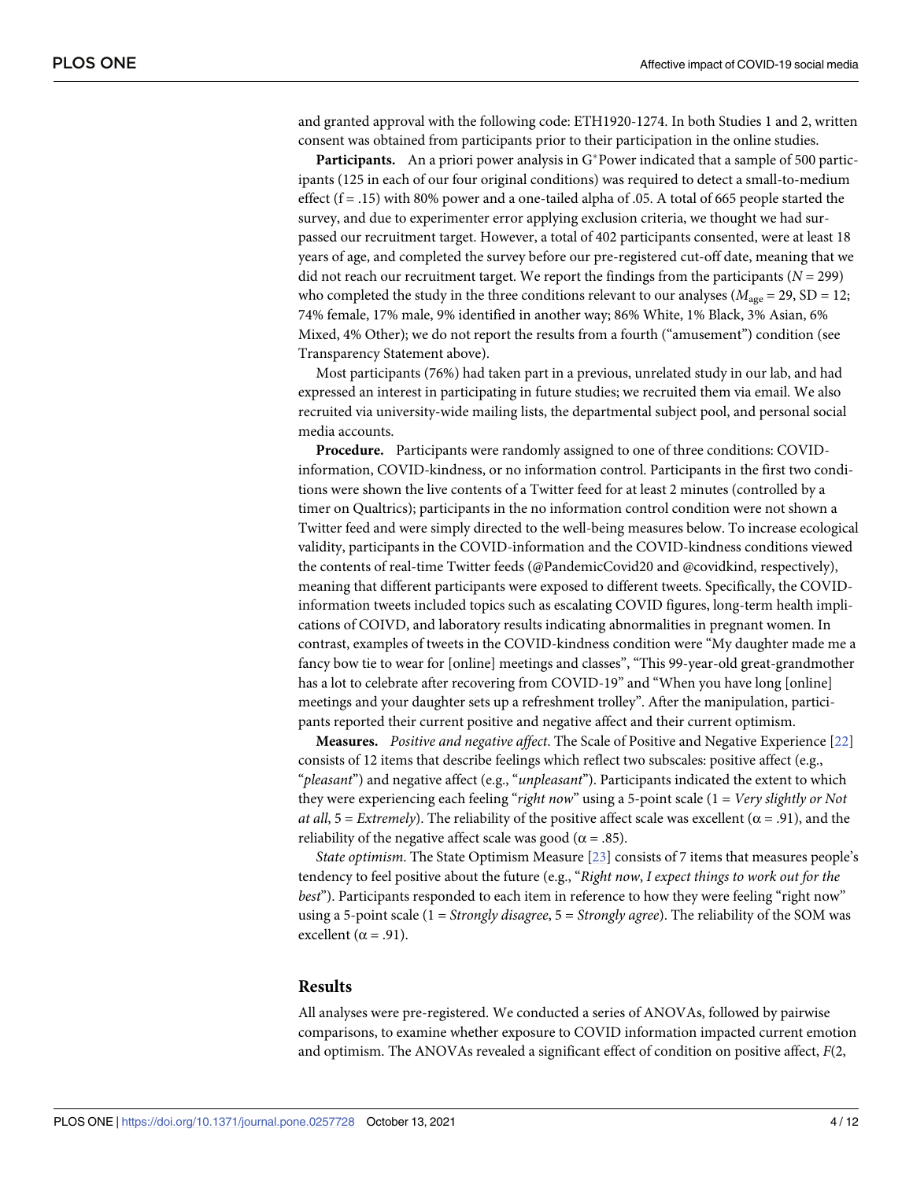and granted approval with the following code: ETH1920-1274. In both Studies 1 and 2, written consent was obtained from participants prior to their participation in the online studies.

**Participants.** An a priori power analysis in G*Power indicated that a sample of 500 participants (125 in each of our four original conditions) was required to detect a small-to-medium effect (f = .15) with 80% power and a one-tailed alpha of .05. A total of 665 people started the survey, and due to experimenter error applying exclusion criteria, we thought we had surpassed our recruitment target. However, a total of 402 participants consented, were at least 18 years of age, and completed the survey before our pre-registered cut-off date, meaning that we did not reach our recruitment target. We report the findings from the participants ($N$ = 299) who completed the study in the three conditions relevant to our analyses ($M_{age}$ = 29, SD = 12; 74% female, 17% male, 9% identified in another way; 86% White, 1% Black, 3% Asian, 6% Mixed, 4% Other); we do not report the results from a fourth ("amusement") condition (see Transparency Statement above).

Most participants (76%) had taken part in a previous, unrelated study in our lab, and had expressed an interest in participating in future studies; we recruited them via email. We also recruited via university-wide mailing lists, the departmental subject pool, and personal social media accounts.

**Procedure.** Participants were randomly assigned to one of three conditions: COVID-information, COVID-kindness, or no information control. Participants in the first two conditions were shown the live contents of a Twitter feed for at least 2 minutes (controlled by a timer on Qualtrics); participants in the no information control condition were not shown a Twitter feed and were simply directed to the well-being measures below. To increase ecological validity, participants in the COVID-information and the COVID-kindness conditions viewed the contents of real-time Twitter feeds (@PandemicCovid20 and @covidkind, respectively), meaning that different participants were exposed to different tweets. Specifically, the COVID-information tweets included topics such as escalating COVID figures, long-term health implications of COIVD, and laboratory results indicating abnormalities in pregnant women. In contrast, examples of tweets in the COVID-kindness condition were "My daughter made me a fancy bow tie to wear for [online] meetings and classes", "This 99-year-old great-grandmother has a lot to celebrate after recovering from COVID-19" and "When you have long [online] meetings and your daughter sets up a refreshment trolley". After the manipulation, participants reported their current positive and negative affect and their current optimism.

**Measures.** *Positive and negative affect*. The Scale of Positive and Negative Experience [22] consists of 12 items that describe feelings which reflect two subscales: positive affect (e.g., "*pleasant*") and negative affect (e.g., "*unpleasant*"). Participants indicated the extent to which they were experiencing each feeling "*right now*" using a 5-point scale (1 = *Very slightly or Not at all*, 5 = *Extremely*). The reliability of the positive affect scale was excellent ($\alpha$ = .91), and the reliability of the negative affect scale was good ($\alpha$ = .85).

*State optimism*. The State Optimism Measure [23] consists of 7 items that measures people's tendency to feel positive about the future (e.g., "*Right now*, *I expect things to work out for the best*"). Participants responded to each item in reference to how they were feeling "right now" using a 5-point scale (1 = *Strongly disagree*, 5 = *Strongly agree*). The reliability of the SOM was excellent ($\alpha$ = .91).

## Results

All analyses were pre-registered. We conducted a series of ANOVAs, followed by pairwise comparisons, to examine whether exposure to COVID information impacted current emotion and optimism. The ANOVAs revealed a significant effect of condition on positive affect, $F$(2,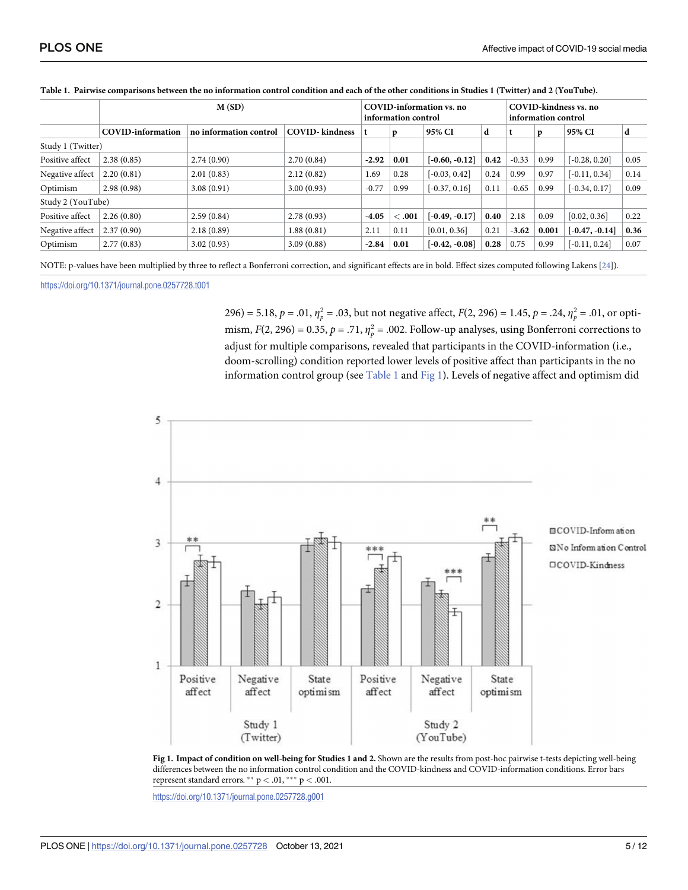**Table 1. Pairwise comparisons between the no information control condition and each of the other conditions in Studies 1 (Twitter) and 2 (YouTube).**

| | M (SD) | | | COVID-information vs. no information control | | | | COVID-kindness vs. no information control | | | |
|---|---|---|---|---|---|---|---|---|---|---|---|
| | COVID-information | no information control | COVID- kindness | t | p | 95% CI | d | t | p | 95% CI | d |
| Study 1 (Twitter) | | | | | | | | | | | |
| Positive affect | 2.38 (0.85) | 2.74 (0.90) | 2.70 (0.84) | **-2.92** | **0.01** | **[-0.60, -0.12]** | **0.42** | -0.33 | 0.99 | [-0.28, 0.20] | 0.05 |
| Negative affect | 2.20 (0.81) | 2.01 (0.83) | 2.12 (0.82) | 1.69 | 0.28 | [-0.03, 0.42] | 0.24 | 0.99 | 0.97 | [-0.11, 0.34] | 0.14 |
| Optimism | 2.98 (0.98) | 3.08 (0.91) | 3.00 (0.93) | -0.77 | 0.99 | [-0.37, 0.16] | 0.11 | -0.65 | 0.99 | [-0.34, 0.17] | 0.09 |
| Study 2 (YouTube) | | | | | | | | | | | |
| Positive affect | 2.26 (0.80) | 2.59 (0.84) | 2.78 (0.93) | **-4.05** | **< .001** | **[-0.49, -0.17]** | **0.40** | 2.18 | 0.09 | [0.02, 0.36] | 0.22 |
| Negative affect | 2.37 (0.90) | 2.18 (0.89) | 1.88 (0.81) | 2.11 | 0.11 | [0.01, 0.36] | 0.21 | **-3.62** | **0.001** | **[-0.47, -0.14]** | **0.36** |
| Optimism | 2.77 (0.83) | 3.02 (0.93) | 3.09 (0.88) | **-2.84** | **0.01** | **[-0.42, -0.08]** | **0.28** | 0.75 | 0.99 | [-0.11, 0.24] | 0.07 |

NOTE: p-values have been multiplied by three to reflect a Bonferroni correction, and significant effects are in bold. Effect sizes computed following Lakens [24]).

https://doi.org/10.1371/journal.pone.0257728.t001

296) = 5.18, $p = .01$, $\eta_p^2 = .03$, but not negative affect, $F(2, 296) = 1.45$, $p = .24$, $\eta_p^2 = .01$, or optimism, $F(2, 296) = 0.35$, $p = .71$, $\eta_p^2 = .002$. Follow-up analyses, using Bonferroni corrections to adjust for multiple comparisons, revealed that participants in the COVID-information (i.e., doom-scrolling) condition reported lower levels of positive affect than participants in the no information control group (see Table 1 and Fig 1). Levels of negative affect and optimism did

**Fig 1. Impact of condition on well-being for Studies 1 and 2.** Shown are the results from post-hoc pairwise t-tests depicting well-being differences between the no information control condition and the COVID-kindness and COVID-information conditions. Error bars represent standard errors. ** $p < .01$, *** $p < .001$.

https://doi.org/10.1371/journal.pone.0257728.g001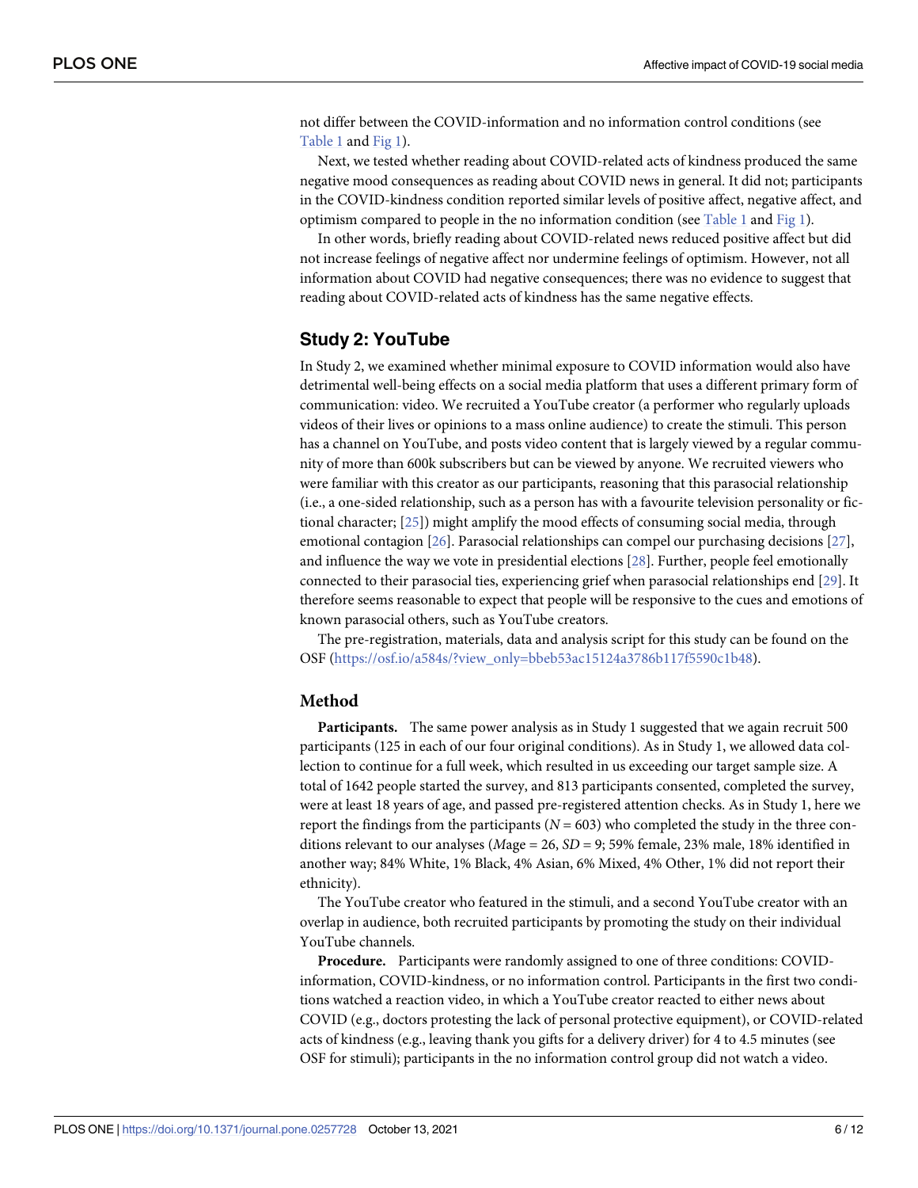not differ between the COVID-information and no information control conditions (see Table 1 and Fig 1).

Next, we tested whether reading about COVID-related acts of kindness produced the same negative mood consequences as reading about COVID news in general. It did not; participants in the COVID-kindness condition reported similar levels of positive affect, negative affect, and optimism compared to people in the no information condition (see Table 1 and Fig 1).

In other words, briefly reading about COVID-related news reduced positive affect but did not increase feelings of negative affect nor undermine feelings of optimism. However, not all information about COVID had negative consequences; there was no evidence to suggest that reading about COVID-related acts of kindness has the same negative effects.

## Study 2: YouTube

In Study 2, we examined whether minimal exposure to COVID information would also have detrimental well-being effects on a social media platform that uses a different primary form of communication: video. We recruited a YouTube creator (a performer who regularly uploads videos of their lives or opinions to a mass online audience) to create the stimuli. This person has a channel on YouTube, and posts video content that is largely viewed by a regular community of more than 600k subscribers but can be viewed by anyone. We recruited viewers who were familiar with this creator as our participants, reasoning that this parasocial relationship (i.e., a one-sided relationship, such as a person has with a favourite television personality or fictional character; [25]) might amplify the mood effects of consuming social media, through emotional contagion [26]. Parasocial relationships can compel our purchasing decisions [27], and influence the way we vote in presidential elections [28]. Further, people feel emotionally connected to their parasocial ties, experiencing grief when parasocial relationships end [29]. It therefore seems reasonable to expect that people will be responsive to the cues and emotions of known parasocial others, such as YouTube creators.

The pre-registration, materials, data and analysis script for this study can be found on the OSF (https://osf.io/a584s/?view_only=bbeb53ac15124a3786b117f5590c1b48).

### Method

**Participants.** The same power analysis as in Study 1 suggested that we again recruit 500 participants (125 in each of our four original conditions). As in Study 1, we allowed data collection to continue for a full week, which resulted in us exceeding our target sample size. A total of 1642 people started the survey, and 813 participants consented, completed the survey, were at least 18 years of age, and passed pre-registered attention checks. As in Study 1, here we report the findings from the participants ($N = 603$) who completed the study in the three conditions relevant to our analyses ($M$age = 26, $SD = 9$; 59% female, 23% male, 18% identified in another way; 84% White, 1% Black, 4% Asian, 6% Mixed, 4% Other, 1% did not report their ethnicity).

The YouTube creator who featured in the stimuli, and a second YouTube creator with an overlap in audience, both recruited participants by promoting the study on their individual YouTube channels.

**Procedure.** Participants were randomly assigned to one of three conditions: COVID-information, COVID-kindness, or no information control. Participants in the first two conditions watched a reaction video, in which a YouTube creator reacted to either news about COVID (e.g., doctors protesting the lack of personal protective equipment), or COVID-related acts of kindness (e.g., leaving thank you gifts for a delivery driver) for 4 to 4.5 minutes (see OSF for stimuli); participants in the no information control group did not watch a video.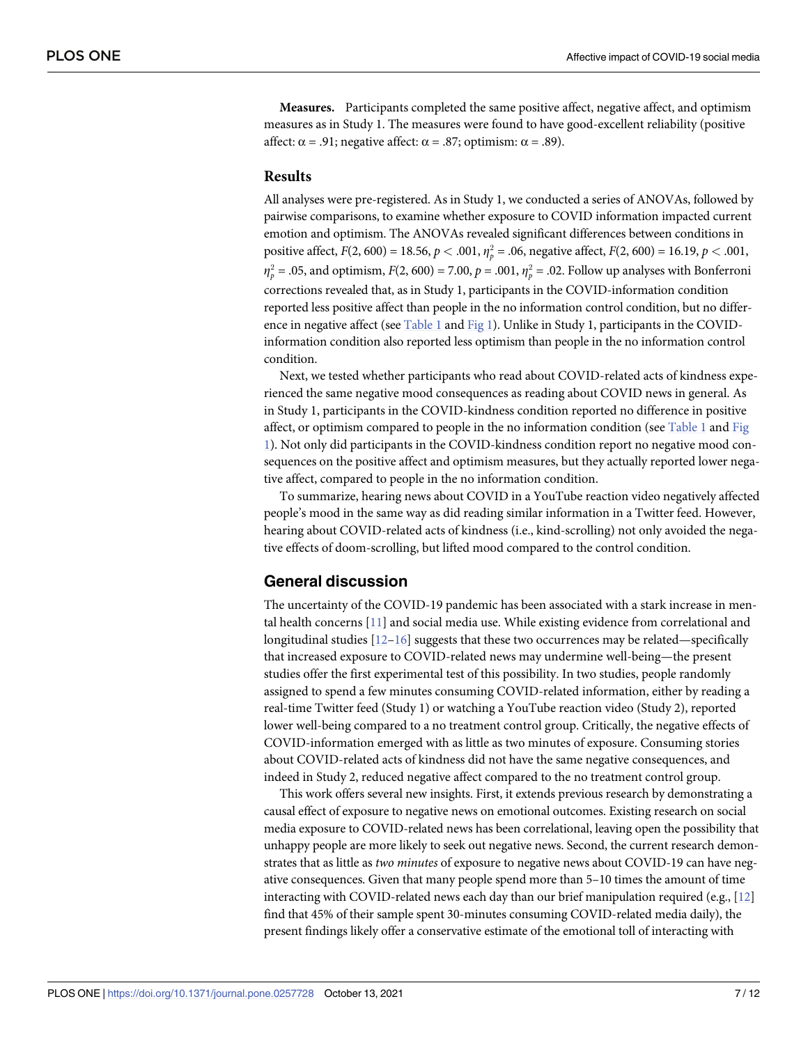**Measures.** Participants completed the same positive affect, negative affect, and optimism measures as in Study 1. The measures were found to have good-excellent reliability (positive affect: $\alpha = .91$; negative affect: $\alpha = .87$; optimism: $\alpha = .89$).

### Results

All analyses were pre-registered. As in Study 1, we conducted a series of ANOVAs, followed by pairwise comparisons, to examine whether exposure to COVID information impacted current emotion and optimism. The ANOVAs revealed significant differences between conditions in positive affect, $F(2, 600) = 18.56$, $p < .001$, $\eta_p^2 = .06$, negative affect, $F(2, 600) = 16.19$, $p < .001$, $\eta_p^2 = .05$, and optimism, $F(2, 600) = 7.00$, $p = .001$, $\eta_p^2 = .02$. Follow up analyses with Bonferroni corrections revealed that, as in Study 1, participants in the COVID-information condition reported less positive affect than people in the no information control condition, but no difference in negative affect (see Table 1 and Fig 1). Unlike in Study 1, participants in the COVID-information condition also reported less optimism than people in the no information control condition.

Next, we tested whether participants who read about COVID-related acts of kindness experienced the same negative mood consequences as reading about COVID news in general. As in Study 1, participants in the COVID-kindness condition reported no difference in positive affect, or optimism compared to people in the no information condition (see Table 1 and Fig 1). Not only did participants in the COVID-kindness condition report no negative mood consequences on the positive affect and optimism measures, but they actually reported lower negative affect, compared to people in the no information condition.

To summarize, hearing news about COVID in a YouTube reaction video negatively affected people's mood in the same way as did reading similar information in a Twitter feed. However, hearing about COVID-related acts of kindness (i.e., kind-scrolling) not only avoided the negative effects of doom-scrolling, but lifted mood compared to the control condition.

## General discussion

The uncertainty of the COVID-19 pandemic has been associated with a stark increase in mental health concerns [11] and social media use. While existing evidence from correlational and longitudinal studies [12–16] suggests that these two occurrences may be related—specifically that increased exposure to COVID-related news may undermine well-being—the present studies offer the first experimental test of this possibility. In two studies, people randomly assigned to spend a few minutes consuming COVID-related information, either by reading a real-time Twitter feed (Study 1) or watching a YouTube reaction video (Study 2), reported lower well-being compared to a no treatment control group. Critically, the negative effects of COVID-information emerged with as little as two minutes of exposure. Consuming stories about COVID-related acts of kindness did not have the same negative consequences, and indeed in Study 2, reduced negative affect compared to the no treatment control group.

This work offers several new insights. First, it extends previous research by demonstrating a causal effect of exposure to negative news on emotional outcomes. Existing research on social media exposure to COVID-related news has been correlational, leaving open the possibility that unhappy people are more likely to seek out negative news. Second, the current research demonstrates that as little as *two minutes* of exposure to negative news about COVID-19 can have negative consequences. Given that many people spend more than 5–10 times the amount of time interacting with COVID-related news each day than our brief manipulation required (e.g., [12] find that 45% of their sample spent 30-minutes consuming COVID-related media daily), the present findings likely offer a conservative estimate of the emotional toll of interacting with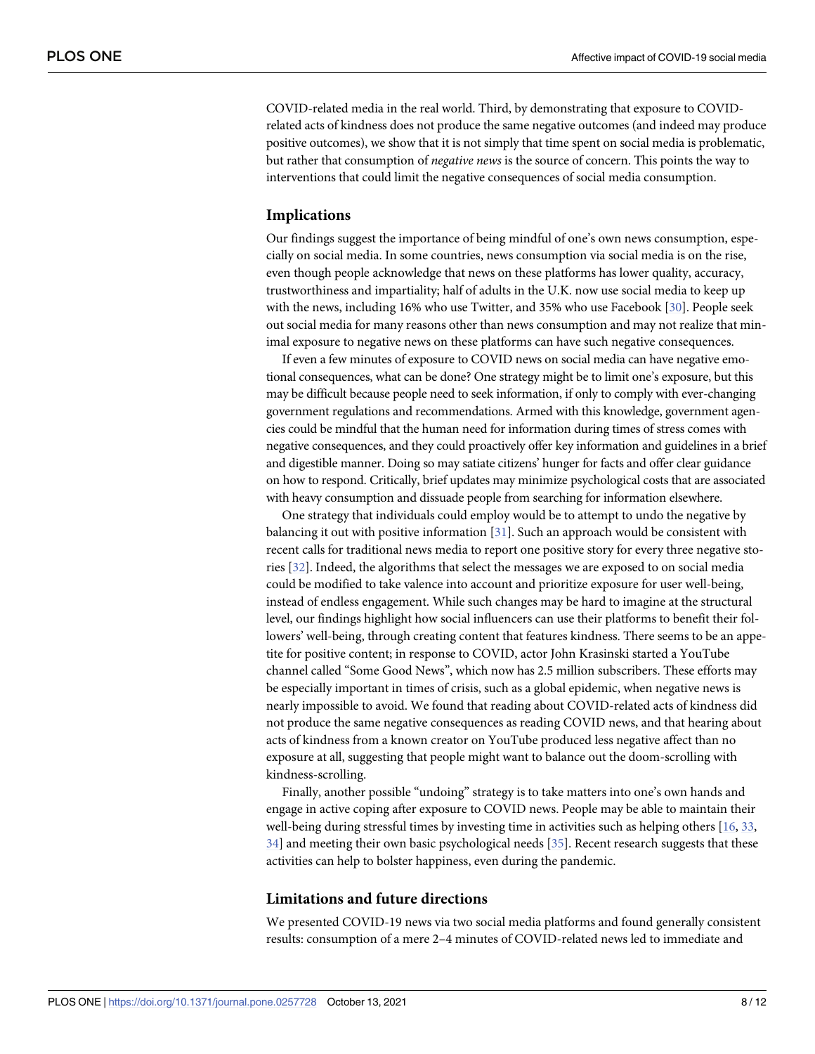COVID-related media in the real world. Third, by demonstrating that exposure to COVID-related acts of kindness does not produce the same negative outcomes (and indeed may produce positive outcomes), we show that it is not simply that time spent on social media is problematic, but rather that consumption of *negative news* is the source of concern. This points the way to interventions that could limit the negative consequences of social media consumption.

## Implications

Our findings suggest the importance of being mindful of one's own news consumption, especially on social media. In some countries, news consumption via social media is on the rise, even though people acknowledge that news on these platforms has lower quality, accuracy, trustworthiness and impartiality; half of adults in the U.K. now use social media to keep up with the news, including 16% who use Twitter, and 35% who use Facebook [30]. People seek out social media for many reasons other than news consumption and may not realize that minimal exposure to negative news on these platforms can have such negative consequences.

If even a few minutes of exposure to COVID news on social media can have negative emotional consequences, what can be done? One strategy might be to limit one's exposure, but this may be difficult because people need to seek information, if only to comply with ever-changing government regulations and recommendations. Armed with this knowledge, government agencies could be mindful that the human need for information during times of stress comes with negative consequences, and they could proactively offer key information and guidelines in a brief and digestible manner. Doing so may satiate citizens' hunger for facts and offer clear guidance on how to respond. Critically, brief updates may minimize psychological costs that are associated with heavy consumption and dissuade people from searching for information elsewhere.

One strategy that individuals could employ would be to attempt to undo the negative by balancing it out with positive information [31]. Such an approach would be consistent with recent calls for traditional news media to report one positive story for every three negative stories [32]. Indeed, the algorithms that select the messages we are exposed to on social media could be modified to take valence into account and prioritize exposure for user well-being, instead of endless engagement. While such changes may be hard to imagine at the structural level, our findings highlight how social influencers can use their platforms to benefit their followers' well-being, through creating content that features kindness. There seems to be an appetite for positive content; in response to COVID, actor John Krasinski started a YouTube channel called "Some Good News", which now has 2.5 million subscribers. These efforts may be especially important in times of crisis, such as a global epidemic, when negative news is nearly impossible to avoid. We found that reading about COVID-related acts of kindness did not produce the same negative consequences as reading COVID news, and that hearing about acts of kindness from a known creator on YouTube produced less negative affect than no exposure at all, suggesting that people might want to balance out the doom-scrolling with kindness-scrolling.

Finally, another possible "undoing" strategy is to take matters into one's own hands and engage in active coping after exposure to COVID news. People may be able to maintain their well-being during stressful times by investing time in activities such as helping others [16, 33, 34] and meeting their own basic psychological needs [35]. Recent research suggests that these activities can help to bolster happiness, even during the pandemic.

## Limitations and future directions

We presented COVID-19 news via two social media platforms and found generally consistent results: consumption of a mere 2–4 minutes of COVID-related news led to immediate and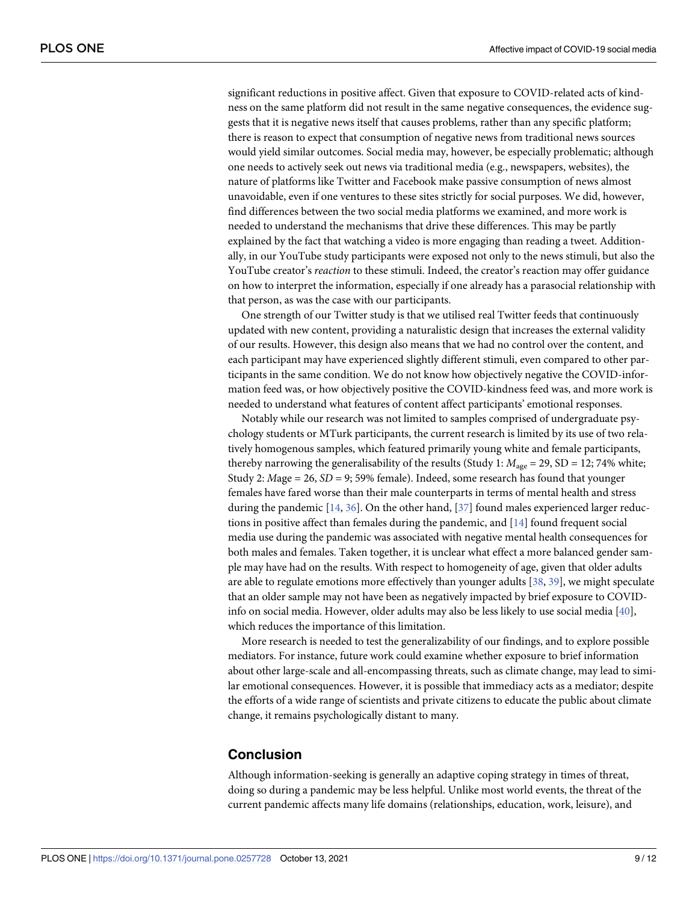significant reductions in positive affect. Given that exposure to COVID-related acts of kindness on the same platform did not result in the same negative consequences, the evidence suggests that it is negative news itself that causes problems, rather than any specific platform; there is reason to expect that consumption of negative news from traditional news sources would yield similar outcomes. Social media may, however, be especially problematic; although one needs to actively seek out news via traditional media (e.g., newspapers, websites), the nature of platforms like Twitter and Facebook make passive consumption of news almost unavoidable, even if one ventures to these sites strictly for social purposes. We did, however, find differences between the two social media platforms we examined, and more work is needed to understand the mechanisms that drive these differences. This may be partly explained by the fact that watching a video is more engaging than reading a tweet. Additionally, in our YouTube study participants were exposed not only to the news stimuli, but also the YouTube creator's *reaction* to these stimuli. Indeed, the creator's reaction may offer guidance on how to interpret the information, especially if one already has a parasocial relationship with that person, as was the case with our participants.

One strength of our Twitter study is that we utilised real Twitter feeds that continuously updated with new content, providing a naturalistic design that increases the external validity of our results. However, this design also means that we had no control over the content, and each participant may have experienced slightly different stimuli, even compared to other participants in the same condition. We do not know how objectively negative the COVID-information feed was, or how objectively positive the COVID-kindness feed was, and more work is needed to understand what features of content affect participants' emotional responses.

Notably while our research was not limited to samples comprised of undergraduate psychology students or MTurk participants, the current research is limited by its use of two relatively homogenous samples, which featured primarily young white and female participants, thereby narrowing the generalisability of the results (Study 1: $M_{age}$ = 29, SD = 12; 74% white; Study 2: *M*age = 26, *SD* = 9; 59% female). Indeed, some research has found that younger females have fared worse than their male counterparts in terms of mental health and stress during the pandemic [14, 36]. On the other hand, [37] found males experienced larger reductions in positive affect than females during the pandemic, and [14] found frequent social media use during the pandemic was associated with negative mental health consequences for both males and females. Taken together, it is unclear what effect a more balanced gender sample may have had on the results. With respect to homogeneity of age, given that older adults are able to regulate emotions more effectively than younger adults [38, 39], we might speculate that an older sample may not have been as negatively impacted by brief exposure to COVID-info on social media. However, older adults may also be less likely to use social media [40], which reduces the importance of this limitation.

More research is needed to test the generalizability of our findings, and to explore possible mediators. For instance, future work could examine whether exposure to brief information about other large-scale and all-encompassing threats, such as climate change, may lead to similar emotional consequences. However, it is possible that immediacy acts as a mediator; despite the efforts of a wide range of scientists and private citizens to educate the public about climate change, it remains psychologically distant to many.

## Conclusion

Although information-seeking is generally an adaptive coping strategy in times of threat, doing so during a pandemic may be less helpful. Unlike most world events, the threat of the current pandemic affects many life domains (relationships, education, work, leisure), and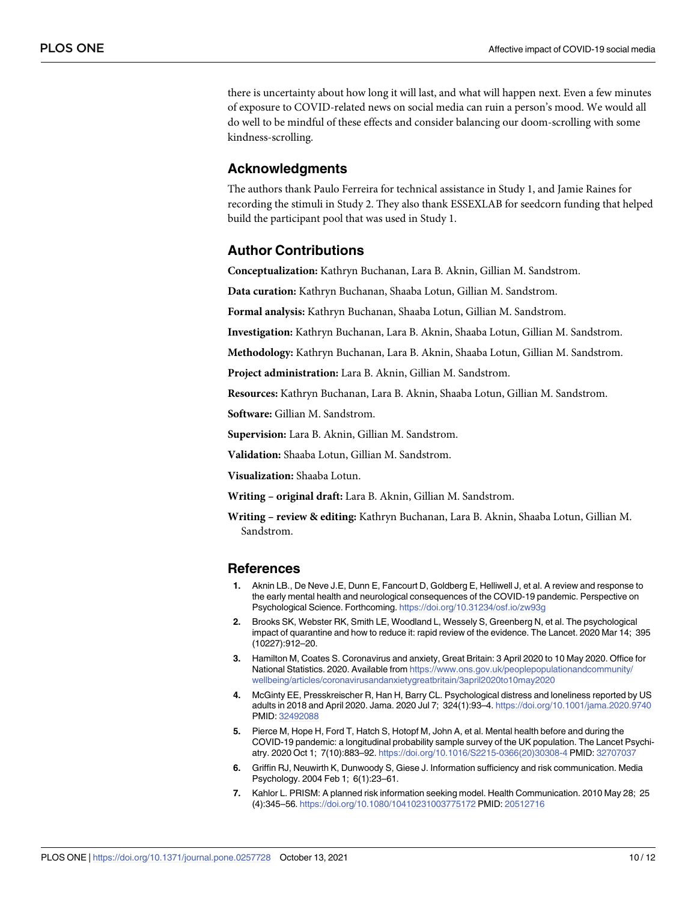there is uncertainty about how long it will last, and what will happen next. Even a few minutes of exposure to COVID-related news on social media can ruin a person's mood. We would all do well to be mindful of these effects and consider balancing our doom-scrolling with some kindness-scrolling.

## Acknowledgments

The authors thank Paulo Ferreira for technical assistance in Study 1, and Jamie Raines for recording the stimuli in Study 2. They also thank ESSEXLAB for seedcorn funding that helped build the participant pool that was used in Study 1.

## Author Contributions

**Conceptualization:** Kathryn Buchanan, Lara B. Aknin, Gillian M. Sandstrom.

**Data curation:** Kathryn Buchanan, Shaaba Lotun, Gillian M. Sandstrom.

**Formal analysis:** Kathryn Buchanan, Shaaba Lotun, Gillian M. Sandstrom.

**Investigation:** Kathryn Buchanan, Lara B. Aknin, Shaaba Lotun, Gillian M. Sandstrom.

**Methodology:** Kathryn Buchanan, Lara B. Aknin, Shaaba Lotun, Gillian M. Sandstrom.

**Project administration:** Lara B. Aknin, Gillian M. Sandstrom.

**Resources:** Kathryn Buchanan, Lara B. Aknin, Shaaba Lotun, Gillian M. Sandstrom.

**Software:** Gillian M. Sandstrom.

**Supervision:** Lara B. Aknin, Gillian M. Sandstrom.

**Validation:** Shaaba Lotun, Gillian M. Sandstrom.

**Visualization:** Shaaba Lotun.

**Writing – original draft:** Lara B. Aknin, Gillian M. Sandstrom.

**Writing – review & editing:** Kathryn Buchanan, Lara B. Aknin, Shaaba Lotun, Gillian M. Sandstrom.

## References

1. Aknin LB., De Neve J.E, Dunn E, Fancourt D, Goldberg E, Helliwell J, et al. A review and response to the early mental health and neurological consequences of the COVID-19 pandemic. Perspective on Psychological Science. Forthcoming. https://doi.org/10.31234/osf.io/zw93g
2. Brooks SK, Webster RK, Smith LE, Woodland L, Wessely S, Greenberg N, et al. The psychological impact of quarantine and how to reduce it: rapid review of the evidence. The Lancet. 2020 Mar 14; 395 (10227):912–20.
3. Hamilton M, Coates S. Coronavirus and anxiety, Great Britain: 3 April 2020 to 10 May 2020. Office for National Statistics. 2020. Available from https://www.ons.gov.uk/peoplepopulationandcommunity/wellbeing/articles/coronavirusandanxietygreatbritain/3april2020to10may2020
4. McGinty EE, Presskreischer R, Han H, Barry CL. Psychological distress and loneliness reported by US adults in 2018 and April 2020. Jama. 2020 Jul 7; 324(1):93–4. https://doi.org/10.1001/jama.2020.9740 PMID: 32492088
5. Pierce M, Hope H, Ford T, Hatch S, Hotopf M, John A, et al. Mental health before and during the COVID-19 pandemic: a longitudinal probability sample survey of the UK population. The Lancet Psychiatry. 2020 Oct 1; 7(10):883–92. https://doi.org/10.1016/S2215-0366(20)30308-4 PMID: 32707037
6. Griffin RJ, Neuwirth K, Dunwoody S, Giese J. Information sufficiency and risk communication. Media Psychology. 2004 Feb 1; 6(1):23–61.
7. Kahlor L. PRISM: A planned risk information seeking model. Health Communication. 2010 May 28; 25 (4):345–56. https://doi.org/10.1080/10410231003775172 PMID: 20512716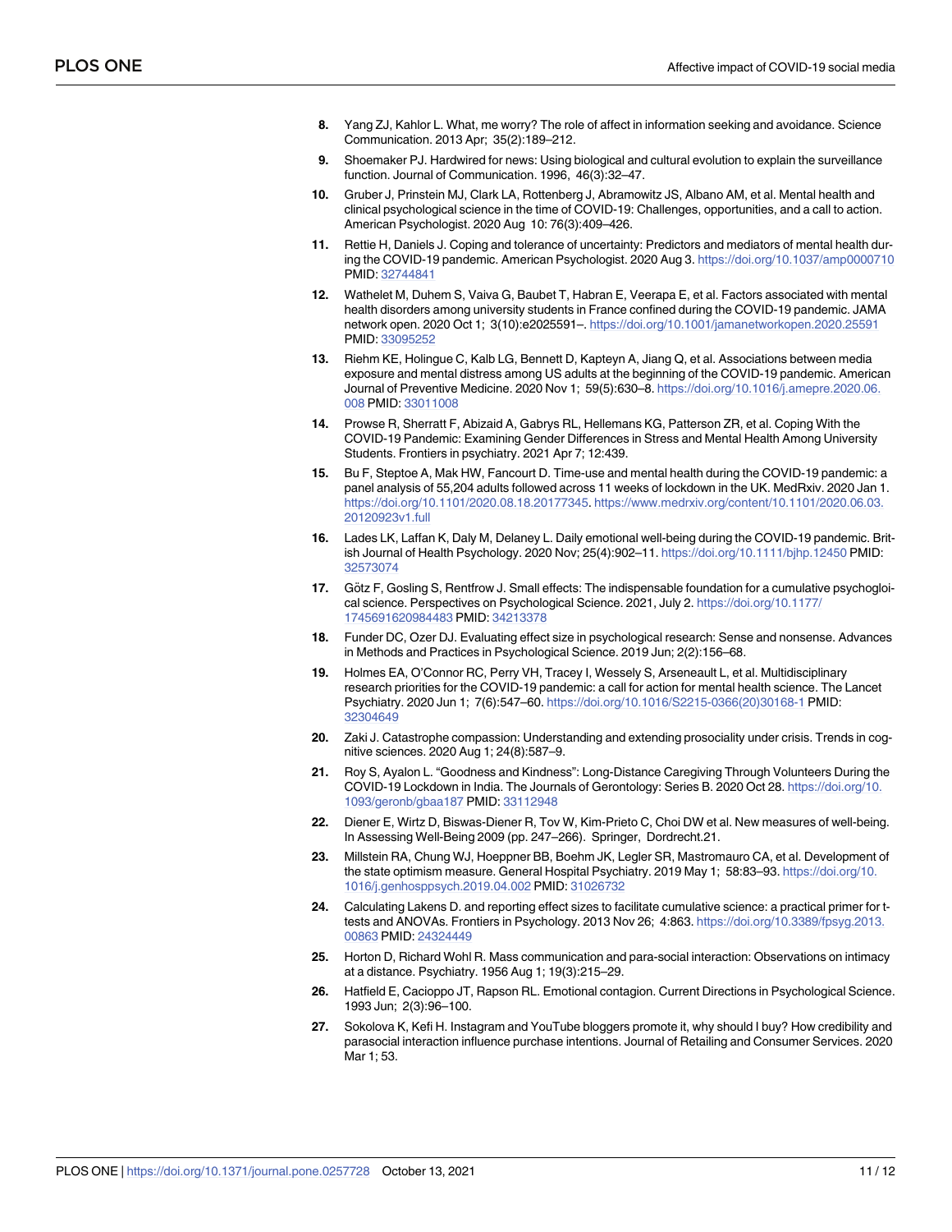8. Yang ZJ, Kahlor L. What, me worry? The role of affect in information seeking and avoidance. Science Communication. 2013 Apr; 35(2):189–212.
9. Shoemaker PJ. Hardwired for news: Using biological and cultural evolution to explain the surveillance function. Journal of Communication. 1996, 46(3):32–47.
10. Gruber J, Prinstein MJ, Clark LA, Rottenberg J, Abramowitz JS, Albano AM, et al. Mental health and clinical psychological science in the time of COVID-19: Challenges, opportunities, and a call to action. American Psychologist. 2020 Aug 10: 76(3):409–426.
11. Rettie H, Daniels J. Coping and tolerance of uncertainty: Predictors and mediators of mental health during the COVID-19 pandemic. American Psychologist. 2020 Aug 3. https://doi.org/10.1037/amp0000710 PMID: 32744841
12. Wathelet M, Duhem S, Vaiva G, Baubet T, Habran E, Veerapa E, et al. Factors associated with mental health disorders among university students in France confined during the COVID-19 pandemic. JAMA network open. 2020 Oct 1; 3(10):e2025591–. https://doi.org/10.1001/jamanetworkopen.2020.25591 PMID: 33095252
13. Riehm KE, Holingue C, Kalb LG, Bennett D, Kapteyn A, Jiang Q, et al. Associations between media exposure and mental distress among US adults at the beginning of the COVID-19 pandemic. American Journal of Preventive Medicine. 2020 Nov 1; 59(5):630–8. https://doi.org/10.1016/j.amepre.2020.06.008 PMID: 33011008
14. Prowse R, Sherratt F, Abizaid A, Gabrys RL, Hellemans KG, Patterson ZR, et al. Coping With the COVID-19 Pandemic: Examining Gender Differences in Stress and Mental Health Among University Students. Frontiers in psychiatry. 2021 Apr 7; 12:439.
15. Bu F, Steptoe A, Mak HW, Fancourt D. Time-use and mental health during the COVID-19 pandemic: a panel analysis of 55,204 adults followed across 11 weeks of lockdown in the UK. MedRxiv. 2020 Jan 1. https://doi.org/10.1101/2020.08.18.20177345. https://www.medrxiv.org/content/10.1101/2020.06.03.20120923v1.full
16. Lades LK, Laffan K, Daly M, Delaney L. Daily emotional well-being during the COVID-19 pandemic. British Journal of Health Psychology. 2020 Nov; 25(4):902–11. https://doi.org/10.1111/bjhp.12450 PMID: 32573074
17. Götz F, Gosling S, Rentfrow J. Small effects: The indispensable foundation for a cumulative psychogloical science. Perspectives on Psychological Science. 2021, July 2. https://doi.org/10.1177/1745691620984483 PMID: 34213378
18. Funder DC, Ozer DJ. Evaluating effect size in psychological research: Sense and nonsense. Advances in Methods and Practices in Psychological Science. 2019 Jun; 2(2):156–68.
19. Holmes EA, O'Connor RC, Perry VH, Tracey I, Wessely S, Arseneault L, et al. Multidisciplinary research priorities for the COVID-19 pandemic: a call for action for mental health science. The Lancet Psychiatry. 2020 Jun 1; 7(6):547–60. https://doi.org/10.1016/S2215-0366(20)30168-1 PMID: 32304649
20. Zaki J. Catastrophe compassion: Understanding and extending prosociality under crisis. Trends in cognitive sciences. 2020 Aug 1; 24(8):587–9.
21. Roy S, Ayalon L. "Goodness and Kindness": Long-Distance Caregiving Through Volunteers During the COVID-19 Lockdown in India. The Journals of Gerontology: Series B. 2020 Oct 28. https://doi.org/10.1093/geronb/gbaa187 PMID: 33112948
22. Diener E, Wirtz D, Biswas-Diener R, Tov W, Kim-Prieto C, Choi DW et al. New measures of well-being. In Assessing Well-Being 2009 (pp. 247–266). Springer, Dordrecht.21.
23. Millstein RA, Chung WJ, Hoeppner BB, Boehm JK, Legler SR, Mastromauro CA, et al. Development of the state optimism measure. General Hospital Psychiatry. 2019 May 1; 58:83–93. https://doi.org/10.1016/j.genhosppsych.2019.04.002 PMID: 31026732
24. Calculating Lakens D. and reporting effect sizes to facilitate cumulative science: a practical primer for t-tests and ANOVAs. Frontiers in Psychology. 2013 Nov 26; 4:863. https://doi.org/10.3389/fpsyg.2013.00863 PMID: 24324449
25. Horton D, Richard Wohl R. Mass communication and para-social interaction: Observations on intimacy at a distance. Psychiatry. 1956 Aug 1; 19(3):215–29.
26. Hatfield E, Cacioppo JT, Rapson RL. Emotional contagion. Current Directions in Psychological Science. 1993 Jun; 2(3):96–100.
27. Sokolova K, Kefi H. Instagram and YouTube bloggers promote it, why should I buy? How credibility and parasocial interaction influence purchase intentions. Journal of Retailing and Consumer Services. 2020 Mar 1; 53.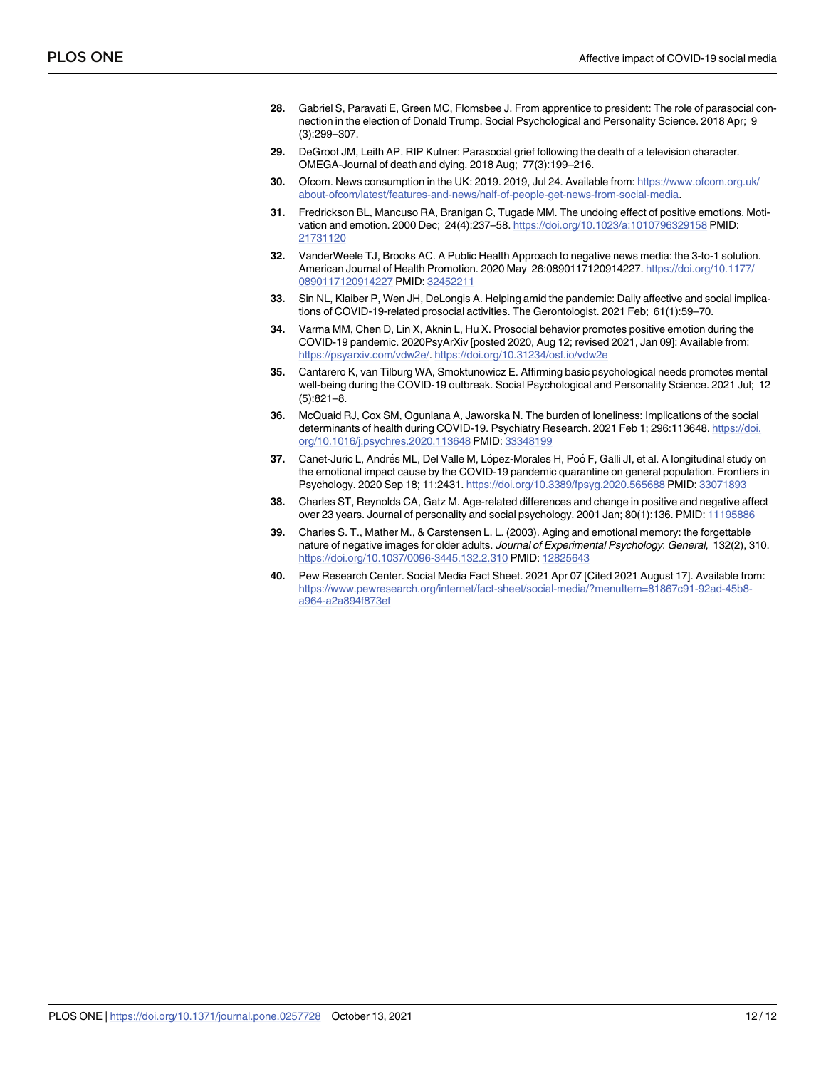28. Gabriel S, Paravati E, Green MC, Flomsbee J. From apprentice to president: The role of parasocial connection in the election of Donald Trump. Social Psychological and Personality Science. 2018 Apr; 9 (3):299–307.
29. DeGroot JM, Leith AP. RIP Kutner: Parasocial grief following the death of a television character. OMEGA-Journal of death and dying. 2018 Aug; 77(3):199–216.
30. Ofcom. News consumption in the UK: 2019. 2019, Jul 24. Available from: https://www.ofcom.org.uk/about-ofcom/latest/features-and-news/half-of-people-get-news-from-social-media.
31. Fredrickson BL, Mancuso RA, Branigan C, Tugade MM. The undoing effect of positive emotions. Motivation and emotion. 2000 Dec; 24(4):237–58. https://doi.org/10.1023/a:1010796329158 PMID: 21731120
32. VanderWeele TJ, Brooks AC. A Public Health Approach to negative news media: the 3-to-1 solution. American Journal of Health Promotion. 2020 May 26:0890117120914227. https://doi.org/10.1177/0890117120914227 PMID: 32452211
33. Sin NL, Klaiber P, Wen JH, DeLongis A. Helping amid the pandemic: Daily affective and social implications of COVID-19-related prosocial activities. The Gerontologist. 2021 Feb; 61(1):59–70.
34. Varma MM, Chen D, Lin X, Aknin L, Hu X. Prosocial behavior promotes positive emotion during the COVID-19 pandemic. 2020PsyArXiv [posted 2020, Aug 12; revised 2021, Jan 09]: Available from: https://psyarxiv.com/vdw2e/. https://doi.org/10.31234/osf.io/vdw2e
35. Cantarero K, van Tilburg WA, Smoktunowicz E. Affirming basic psychological needs promotes mental well-being during the COVID-19 outbreak. Social Psychological and Personality Science. 2021 Jul; 12 (5):821–8.
36. McQuaid RJ, Cox SM, Ogunlana A, Jaworska N. The burden of loneliness: Implications of the social determinants of health during COVID-19. Psychiatry Research. 2021 Feb 1; 296:113648. https://doi.org/10.1016/j.psychres.2020.113648 PMID: 33348199
37. Canet-Juric L, Andrés ML, Del Valle M, López-Morales H, Poó F, Galli JI, et al. A longitudinal study on the emotional impact cause by the COVID-19 pandemic quarantine on general population. Frontiers in Psychology. 2020 Sep 18; 11:2431. https://doi.org/10.3389/fpsyg.2020.565688 PMID: 33071893
38. Charles ST, Reynolds CA, Gatz M. Age-related differences and change in positive and negative affect over 23 years. Journal of personality and social psychology. 2001 Jan; 80(1):136. PMID: 11195886
39. Charles S. T., Mather M., & Carstensen L. L. (2003). Aging and emotional memory: the forgettable nature of negative images for older adults. *Journal of Experimental Psychology: General*, 132(2), 310. https://doi.org/10.1037/0096-3445.132.2.310 PMID: 12825643
40. Pew Research Center. Social Media Fact Sheet. 2021 Apr 07 [Cited 2021 August 17]. Available from: https://www.pewresearch.org/internet/fact-sheet/social-media/?menuItem=81867c91-92ad-45b8-a964-a2a894f873ef